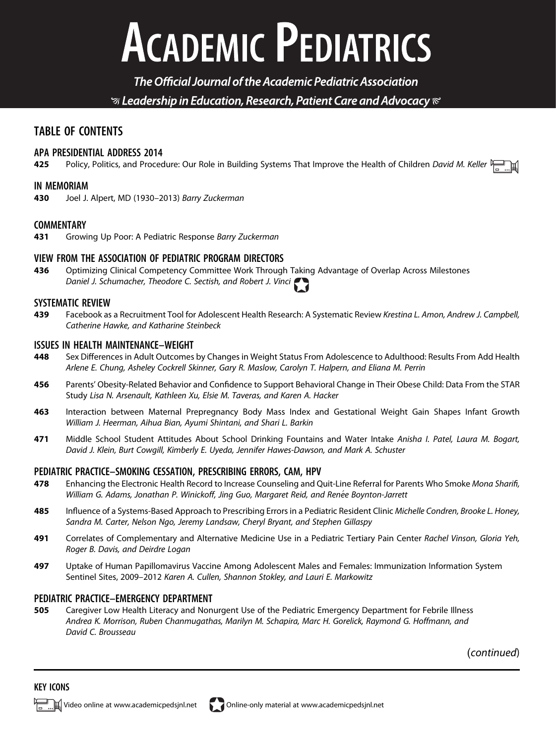# ACADEMIC PEDIATRICS

*The Official Journal of the Academic Pediatric Association*

*Leadership in Education, Research, Patient Care and Advocacy*

## TABLE OF CONTENTS

### APA PRESIDENTIAL ADDRESS 2014

**425** Policy, Politics, and Procedure: Our Role in Building Systems That Improve the Health of Children *David M. Keller* [Video]

### IN MEMORIAM

**430** Joel J. Alpert, MD (1930–2013) *Barry Zuckerman*

### COMMENTARY

**431** Growing Up Poor: A Pediatric Response *Barry Zuckerman*

### VIEW FROM THE ASSOCIATION OF PEDIATRIC PROGRAM DIRECTORS

**436** Optimizing Clinical Competency Committee Work Through Taking Advantage of Overlap Across Milestones *Daniel J. Schumacher, Theodore C. Sectish, and Robert J. Vinci* [Online-only material]

### SYSTEMATIC REVIEW

**439** Facebook as a Recruitment Tool for Adolescent Health Research: A Systematic Review *Krestina L. Amon, Andrew J. Campbell, Catherine Hawke, and Katharine Steinbeck*

### ISSUES IN HEALTH MAINTENANCE–WEIGHT

**448** Sex Differences in Adult Outcomes by Changes in Weight Status From Adolescence to Adulthood: Results From Add Health *Arlene E. Chung, Asheley Cockrell Skinner, Gary R. Maslow, Carolyn T. Halpern, and Eliana M. Perrin*

**456** Parents' Obesity-Related Behavior and Confidence to Support Behavioral Change in Their Obese Child: Data From the STAR Study *Lisa N. Arsenault, Kathleen Xu, Elsie M. Taveras, and Karen A. Hacker*

**463** Interaction between Maternal Prepregnancy Body Mass Index and Gestational Weight Gain Shapes Infant Growth *William J. Heerman, Aihua Bian, Ayumi Shintani, and Shari L. Barkin*

**471** Middle School Student Attitudes About School Drinking Fountains and Water Intake *Anisha I. Patel, Laura M. Bogart, David J. Klein, Burt Cowgill, Kimberly E. Uyeda, Jennifer Hawes-Dawson, and Mark A. Schuster*

### PEDIATRIC PRACTICE–SMOKING CESSATION, PRESCRIBING ERRORS, CAM, HPV

**478** Enhancing the Electronic Health Record to Increase Counseling and Quit-Line Referral for Parents Who Smoke *Mona Sharifi, William G. Adams, Jonathan P. Winickoff, Jing Guo, Margaret Reid, and Renée Boynton-Jarrett*

**485** Influence of a Systems-Based Approach to Prescribing Errors in a Pediatric Resident Clinic *Michelle Condren, Brooke L. Honey, Sandra M. Carter, Nelson Ngo, Jeremy Landsaw, Cheryl Bryant, and Stephen Gillaspy*

**491** Correlates of Complementary and Alternative Medicine Use in a Pediatric Tertiary Pain Center *Rachel Vinson, Gloria Yeh, Roger B. Davis, and Deirdre Logan*

**497** Uptake of Human Papillomavirus Vaccine Among Adolescent Males and Females: Immunization Information System Sentinel Sites, 2009–2012 *Karen A. Cullen, Shannon Stokley, and Lauri E. Markowitz*

### PEDIATRIC PRACTICE–EMERGENCY DEPARTMENT

**505** Caregiver Low Health Literacy and Nonurgent Use of the Pediatric Emergency Department for Febrile Illness *Andrea K. Morrison, Ruben Chanmugathas, Marilyn M. Schapira, Marc H. Gorelick, Raymond G. Hoffmann, and David C. Brousseau*

(*continued*)

#### KEY ICONS

[Video] Video online at www.academicpedsjnl.net [Online-only material] Online-only material at www.academicpedsjnl.net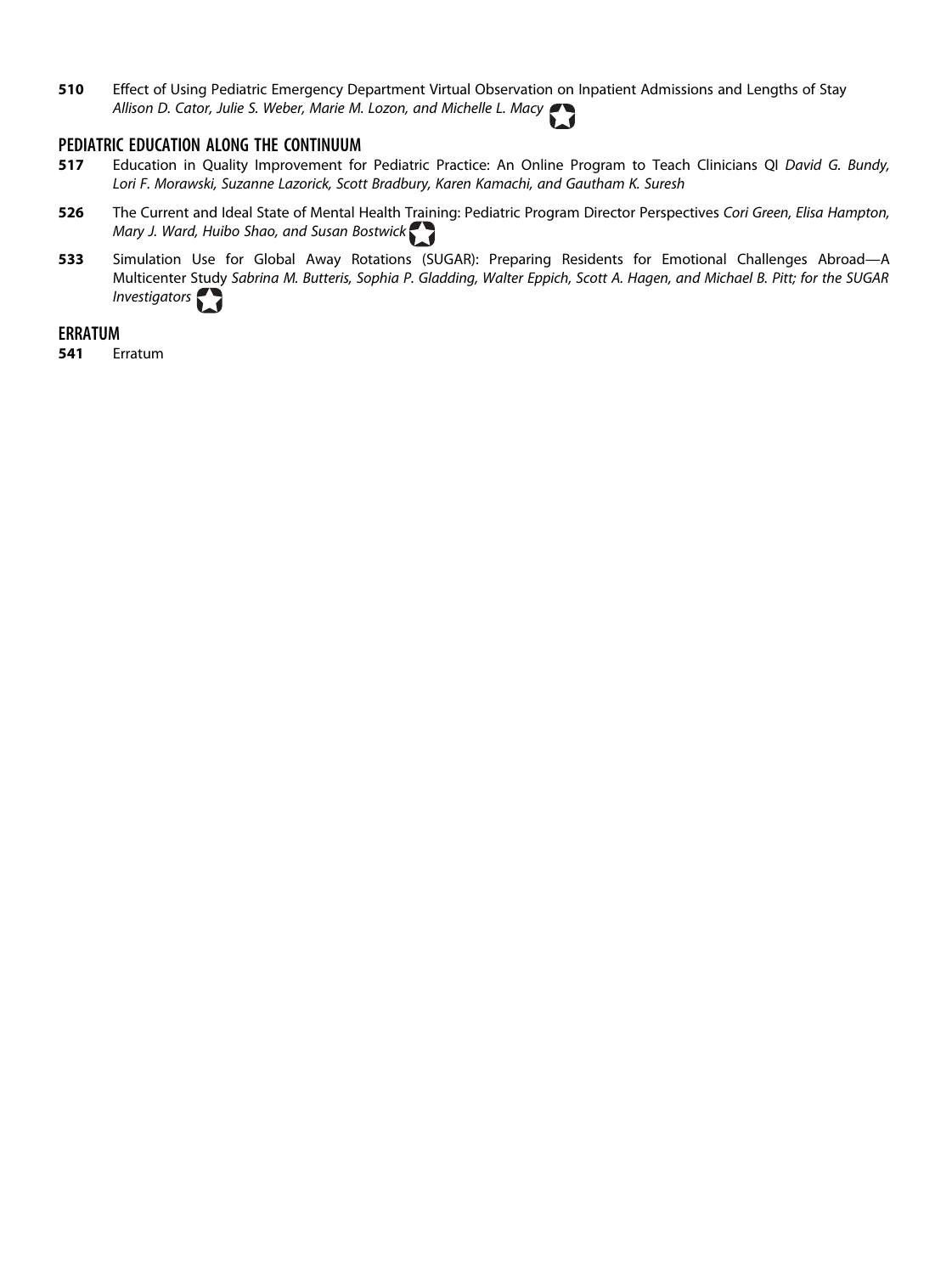**510** Effect of Using Pediatric Emergency Department Virtual Observation on Inpatient Admissions and Lengths of Stay *Allison D. Cator, Julie S. Weber, Marie M. Lozon, and Michelle L. Macy*

## PEDIATRIC EDUCATION ALONG THE CONTINUUM

**517** Education in Quality Improvement for Pediatric Practice: An Online Program to Teach Clinicians QI *David G. Bundy, Lori F. Morawski, Suzanne Lazorick, Scott Bradbury, Karen Kamachi, and Gautham K. Suresh*

**526** The Current and Ideal State of Mental Health Training: Pediatric Program Director Perspectives *Cori Green, Elisa Hampton, Mary J. Ward, Huibo Shao, and Susan Bostwick*

**533** Simulation Use for Global Away Rotations (SUGAR): Preparing Residents for Emotional Challenges Abroad—A Multicenter Study *Sabrina M. Butteris, Sophia P. Gladding, Walter Eppich, Scott A. Hagen, and Michael B. Pitt; for the SUGAR Investigators*

## ERRATUM

**541** Erratum